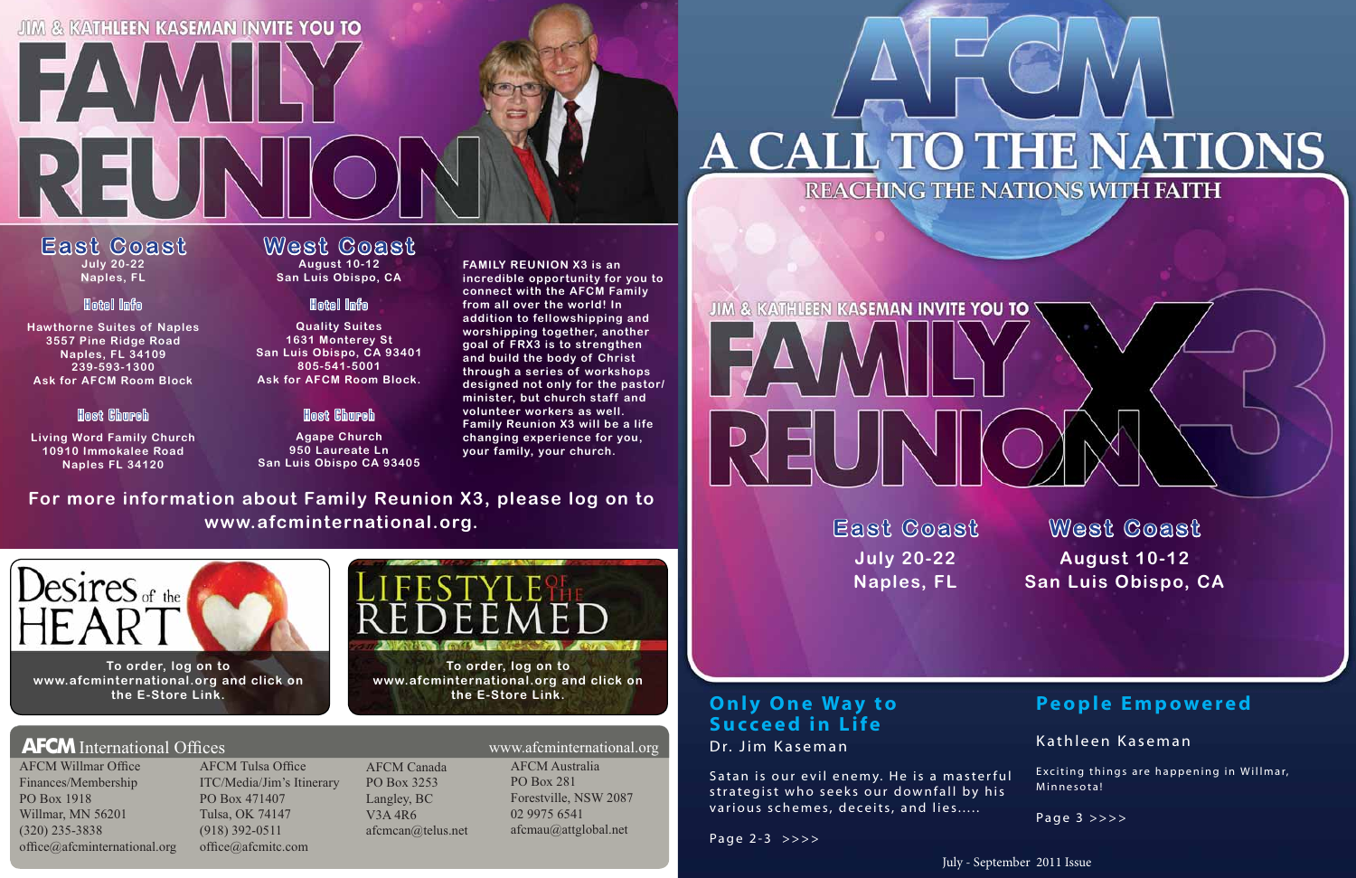JIM & KATHLEEN KASEMAN INVITE YOU TO

# FAMILY REUNION

## East Coast

July 20-22
Naples, FL

### Hotel Info

Hawthorne Suites of Naples
3557 Pine Ridge Road
Naples, FL 34109
239-593-1300
Ask for AFCM Room Block

### Host Church

Living Word Family Church
10910 Immokalee Road
Naples FL 34120

## West Coast

August 10-12
San Luis Obispo, CA

### Hotel Info

Quality Suites
1631 Monterey St
San Luis Obispo, CA 93401
805-541-5001
Ask for AFCM Room Block.

### Host Church

Agape Church
950 Laureate Ln
San Luis Obispo CA 93405

FAMILY REUNION X3 is an incredible opportunity for you to connect with the AFCM Family from all over the world! In addition to fellowshipping and worshipping together, another goal of FRX3 is to strengthen and build the body of Christ through a series of workshops designed not only for the pastor/minister, but church staff and volunteer workers as well. Family Reunion X3 will be a life changing experience for you, your family, your church.

**For more information about Family Reunion X3, please log on to www.afcminternational.org.**

## Desires of the HEART

To order, log on to www.afcminternational.org and click on the E-Store Link.

## LIFESTYLE OF THE REDEEMED

To order, log on to www.afcminternational.org and click on the E-Store Link.

## AFCM International Offices

www.afcminternational.org

AFCM Willmar Office
Finances/Membership
PO Box 1918
Willmar, MN 56201
(320) 235-3838
office@afcminternational.org

AFCM Tulsa Office
ITC/Media/Jim's Itinerary
PO Box 471407
Tulsa, OK 74147
(918) 392-0511
office@afcmitc.com

AFCM Canada
PO Box 3253
Langley, BC
V3A 4R6
afcmcan@telus.net

AFCM Australia
PO Box 281
Forestville, NSW 2087
02 9975 6541
afcmau@attglobal.net

# AFCM

# A CALL TO THE NATIONS

## REACHING THE NATIONS WITH FAITH

JIM & KATHLEEN KASEMAN INVITE YOU TO

# FAMILY REUNION X3

**East Coast**
July 20-22
Naples, FL

**West Coast**
August 10-12
San Luis Obispo, CA

## Only One Way to Succeed in Life

Dr. Jim Kaseman

Satan is our evil enemy. He is a masterful strategist who seeks our downfall by his various schemes, deceits, and lies.....

Page 2-3 >>>>

## People Empowered

Kathleen Kaseman

Exciting things are happening in Willmar, Minnesota!

Page 3 >>>>

July - September 2011 Issue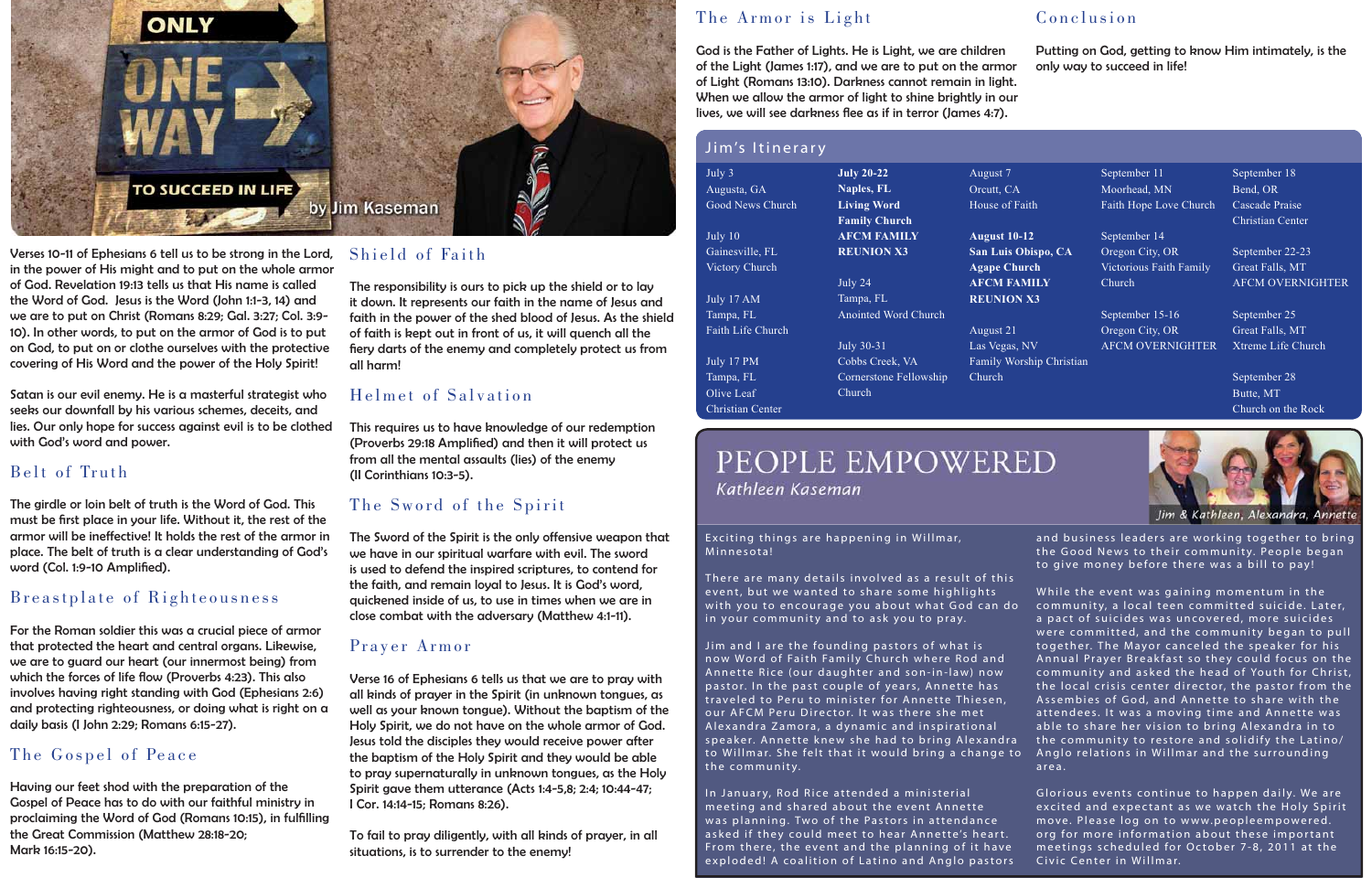# ONLY ONE WAY TO SUCCEED IN LIFE

by Jim Kaseman

Verses 10-11 of Ephesians 6 tell us to be strong in the Lord, in the power of His might and to put on the whole armor of God. Revelation 19:13 tells us that His name is called the Word of God. Jesus is the Word (John 1:1-3, 14) and we are to put on Christ (Romans 8:29; Gal. 3:27; Col. 3:9-10). In other words, to put on the armor of God is to put on God, to put on or clothe ourselves with the protective covering of His Word and the power of the Holy Spirit!

Satan is our evil enemy. He is a masterful strategist who seeks our downfall by his various schemes, deceits, and lies. Our only hope for success against evil is to be clothed with God's word and power.

## Belt of Truth

The girdle or loin belt of truth is the Word of God. This must be first place in your life. Without it, the rest of the armor will be ineffective! It holds the rest of the armor in place. The belt of truth is a clear understanding of God's word (Col. 1:9-10 Amplified).

## Breastplate of Righteousness

For the Roman soldier this was a crucial piece of armor that protected the heart and central organs. Likewise, we are to guard our heart (our innermost being) from which the forces of life flow (Proverbs 4:23). This also involves having right standing with God (Ephesians 2:6) and protecting righteousness, or doing what is right on a daily basis (I John 2:29; Romans 6:15-27).

## The Gospel of Peace

Having our feet shod with the preparation of the Gospel of Peace has to do with our faithful ministry in proclaiming the Word of God (Romans 10:15), in fulfilling the Great Commission (Matthew 28:18-20; Mark 16:15-20).

## Shield of Faith

The responsibility is ours to pick up the shield or to lay it down. It represents our faith in the name of Jesus and faith in the power of the shed blood of Jesus. As the shield of faith is kept out in front of us, it will quench all the fiery darts of the enemy and completely protect us from all harm!

## Helmet of Salvation

This requires us to have knowledge of our redemption (Proverbs 29:18 Amplified) and then it will protect us from all the mental assaults (lies) of the enemy (II Corinthians 10:3-5).

## The Sword of the Spirit

The Sword of the Spirit is the only offensive weapon that we have in our spiritual warfare with evil. The sword is used to defend the inspired scriptures, to contend for the faith, and remain loyal to Jesus. It is God's word, quickened inside of us, to use in times when we are in close combat with the adversary (Matthew 4:1-11).

## Prayer Armor

Verse 16 of Ephesians 6 tells us that we are to pray with all kinds of prayer in the Spirit (in unknown tongues, as well as your known tongue). Without the baptism of the Holy Spirit, we do not have on the whole armor of God. Jesus told the disciples they would receive power after the baptism of the Holy Spirit and they would be able to pray supernaturally in unknown tongues, as the Holy Spirit gave them utterance (Acts 1:4-5,8; 2:4; 10:44-47; I Cor. 14:14-15; Romans 8:26).

To fail to pray diligently, with all kinds of prayer, in all situations, is to surrender to the enemy!

## The Armor is Light

God is the Father of Lights. He is Light, we are children of the Light (James 1:17), and we are to put on the armor of Light (Romans 13:10). Darkness cannot remain in light. When we allow the armor of light to shine brightly in our lives, we will see darkness flee as if in terror (James 4:7).

## Conclusion

Putting on God, getting to know Him intimately, is the only way to succeed in life!

## Jim's Itinerary

July 3
Augusta, GA
Good News Church

July 10
Gainesville, FL
Victory Church

July 17 AM
Tampa, FL
Faith Life Church

July 17 PM
Tampa, FL
Olive Leaf Christian Center

**July 20-22**
**Naples, FL**
**Living Word Family Church**
**AFCM FAMILY REUNION X3**

July 24
Tampa, FL
Anointed Word Church

July 30-31
Cobbs Creek, VA
Cornerstone Fellowship Church

August 7
Orcutt, CA
House of Faith

**August 10-12**
**San Luis Obispo, CA**
**Agape Church**
**AFCM FAMILY REUNION X3**

August 21
Las Vegas, NV
Family Worship Christian Church

September 11
Moorhead, MN
Faith Hope Love Church

September 14
Oregon City, OR
Victorious Faith Family Church

September 15-16
Oregon City, OR
AFCM OVERNIGHTER

September 18
Bend, OR
Cascade Praise Christian Center

September 22-23
Great Falls, MT
AFCM OVERNIGHTER

September 25
Great Falls, MT
Xtreme Life Church

September 28
Butte, MT
Church on the Rock

# PEOPLE EMPOWERED

*Kathleen Kaseman*

Jim & Kathleen, Alexandra, Annette

Exciting things are happening in Willmar, Minnesota!

There are many details involved as a result of this event, but we wanted to share some highlights with you to encourage you about what God can do in your community and to ask you to pray.

Jim and I are the founding pastors of what is now Word of Faith Family Church where Rod and Annette Rice (our daughter and son-in-law) now pastor. In the past couple of years, Annette has traveled to Peru to minister for Annette Thiesen, our AFCM Peru Director. It was there she met Alexandra Zamora, a dynamic and inspirational speaker. Annette knew she had to bring Alexandra to Willmar. She felt that it would bring a change to the community.

In January, Rod Rice attended a ministerial meeting and shared about the event Annette was planning. Two of the Pastors in attendance asked if they could meet to hear Annette's heart. From there, the event and the planning of it have exploded! A coalition of Latino and Anglo pastors and business leaders are working together to bring the Good News to their community. People began to give money before there was a bill to pay!

While the event was gaining momentum in the community, a local teen committed suicide. Later, a pact of suicides was uncovered, more suicides were committed, and the community began to pull together. The Mayor canceled the speaker for his Annual Prayer Breakfast so they could focus on the community and asked the head of Youth for Christ, the local crisis center director, the pastor from the Assemblies of God, and Annette to share with the attendees. It was a moving time and Annette was able to share her vision to bring Alexandra in to the community to restore and solidify the Latino/Anglo relations in Willmar and the surrounding area.

Glorious events continue to happen daily. We are excited and expectant as we watch the Holy Spirit move. Please log on to www.peopleempowered.org for more information about these important meetings scheduled for October 7-8, 2011 at the Civic Center in Willmar.